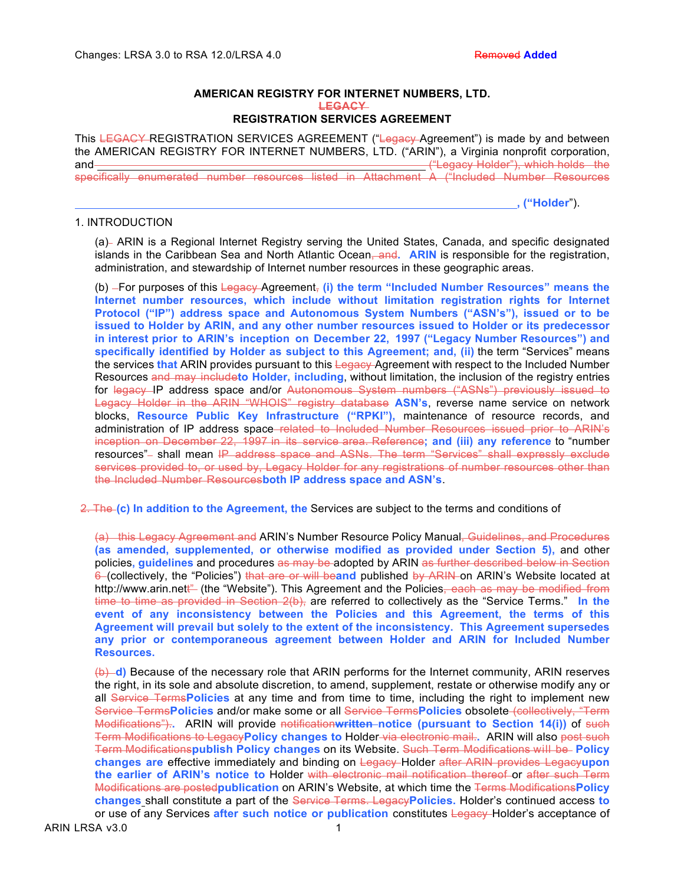# AMERICAN REGISTRY FOR INTERNET NUMBERS, LTD.

## ~~LEGACY~~

## REGISTRATION SERVICES AGREEMENT

This ~~LEGACY~~ REGISTRATION SERVICES AGREEMENT (“~~Legacy~~ Agreement”) is made by and between the AMERICAN REGISTRY FOR INTERNET NUMBERS, LTD. (“ARIN”), a Virginia nonprofit corporation, and ~~\_\_\_\_\_\_\_\_\_\_\_\_\_\_\_\_\_\_\_\_\_\_\_\_\_\_\_\_\_\_\_\_\_\_\_\_\_\_\_\_\_\_ (“Legacy Holder”), which holds the specifically enumerated number resources listed in Attachment A (“Included Number Resources~~

\_\_\_\_\_\_\_\_\_\_\_\_\_\_\_\_\_\_\_\_\_\_\_\_\_\_\_\_\_\_\_\_\_\_\_\_\_\_\_\_\_\_\_\_\_\_\_\_\_\_\_\_\_\_\_\_\_\_\_\_**, (“Holder**”).

1. INTRODUCTION

(a)~~-~~ ARIN is a Regional Internet Registry serving the United States, Canada, and specific designated islands in the Caribbean Sea and North Atlantic Ocean~~, and~~**.** **ARIN** is responsible for the registration, administration, and stewardship of Internet number resources in these geographic areas.

(b) ~~-~~For purposes of this ~~Legacy~~ Agreement~~,~~ **(i) the term “Included Number Resources” means the Internet number resources, which include without limitation registration rights for Internet Protocol (“IP”) address space and Autonomous System Numbers (“ASN’s”), issued or to be issued to Holder by ARIN, and any other number resources issued to Holder or its predecessor in interest prior to ARIN’s inception on December 22, 1997 (“Legacy Number Resources”) and specifically identified by Holder as subject to this Agreement; and, (ii)** the term “Services” means the services **that** ARIN provides pursuant to this ~~Legacy~~ Agreement with respect to the Included Number Resources ~~and may include~~**to Holder, including**, without limitation, the inclusion of the registry entries for ~~legacy~~ IP address space and/or ~~Autonomous System numbers (“ASNs”) previously issued to Legacy Holder in the ARIN “WHOIS” registry database~~ **ASN’s**, reverse name service on network blocks, **Resource Public Key Infrastructure (“RPKI”),** maintenance of resource records, and administration of IP address space ~~related to Included Number Resources issued prior to ARIN’s inception on December 22, 1997 in its service area. Reference~~**; and (iii) any reference** to “number resources”~~-~~ shall mean ~~IP address space and ASNs. The term “Services” shall expressly exclude services provided to, or used by, Legacy Holder for any registrations of number resources other than the Included Number Resources~~**both IP address space and ASN’s**.

~~2. The~~ **(c) In addition to the Agreement, the** Services are subject to the terms and conditions of

~~(a) this Legacy Agreement and~~ ARIN’s Number Resource Policy Manual~~, Guidelines, and Procedures~~ **(as amended, supplemented, or otherwise modified as provided under Section 5),** and other policies**, guidelines** and procedures ~~as may be~~ adopted by ARIN ~~as further described below in Section 6~~ (collectively, the “Policies”) ~~that are or will be~~**and** published ~~by ARIN~~ on ARIN’s Website located at http://www.arin.net~~”~~ (the “Website”). This Agreement and the Policies~~, each as may be modified from time to time as provided in Section 2(b),~~ are referred to collectively as the “Service Terms.” **In the event of any inconsistency between the Policies and this Agreement, the terms of this Agreement will prevail but solely to the extent of the inconsistency. This Agreement supersedes any prior or contemporaneous agreement between Holder and ARIN for Included Number Resources.**

~~(b)~~ **d)** Because of the necessary role that ARIN performs for the Internet community, ARIN reserves the right, in its sole and absolute discretion, to amend, supplement, restate or otherwise modify any or all ~~Service Terms~~**Policies** at any time and from time to time, including the right to implement new ~~Service Terms~~**Policies** and/or make some or all ~~Service Terms~~**Policies** obsolete ~~(collectively, “Term Modifications”).~~**.** ARIN will provide ~~notification~~~~written~~ **notice (pursuant to Section 14(i))** of ~~such Term Modifications to Legacy~~**Policy changes to** Holder ~~via electronic mail.~~**.** ARIN will also ~~post such Term Modifications~~**publish Policy changes** on its Website. ~~Such Term Modifications will be~~ **Policy changes are** effective immediately and binding on ~~Legacy~~ Holder ~~after ARIN provides Legacy~~**upon the earlier of ARIN’s notice to** Holder ~~with electronic mail notification thereof~~ or ~~after such Term Modifications are posted~~**publication** on ARIN’s Website, at which time the ~~Terms Modifications~~**Policy changes** shall constitute a part of the ~~Service Terms. Legacy~~**Policies.** Holder’s continued access **to** or use of any Services **after such notice or publication** constitutes ~~Legacy~~ Holder’s acceptance of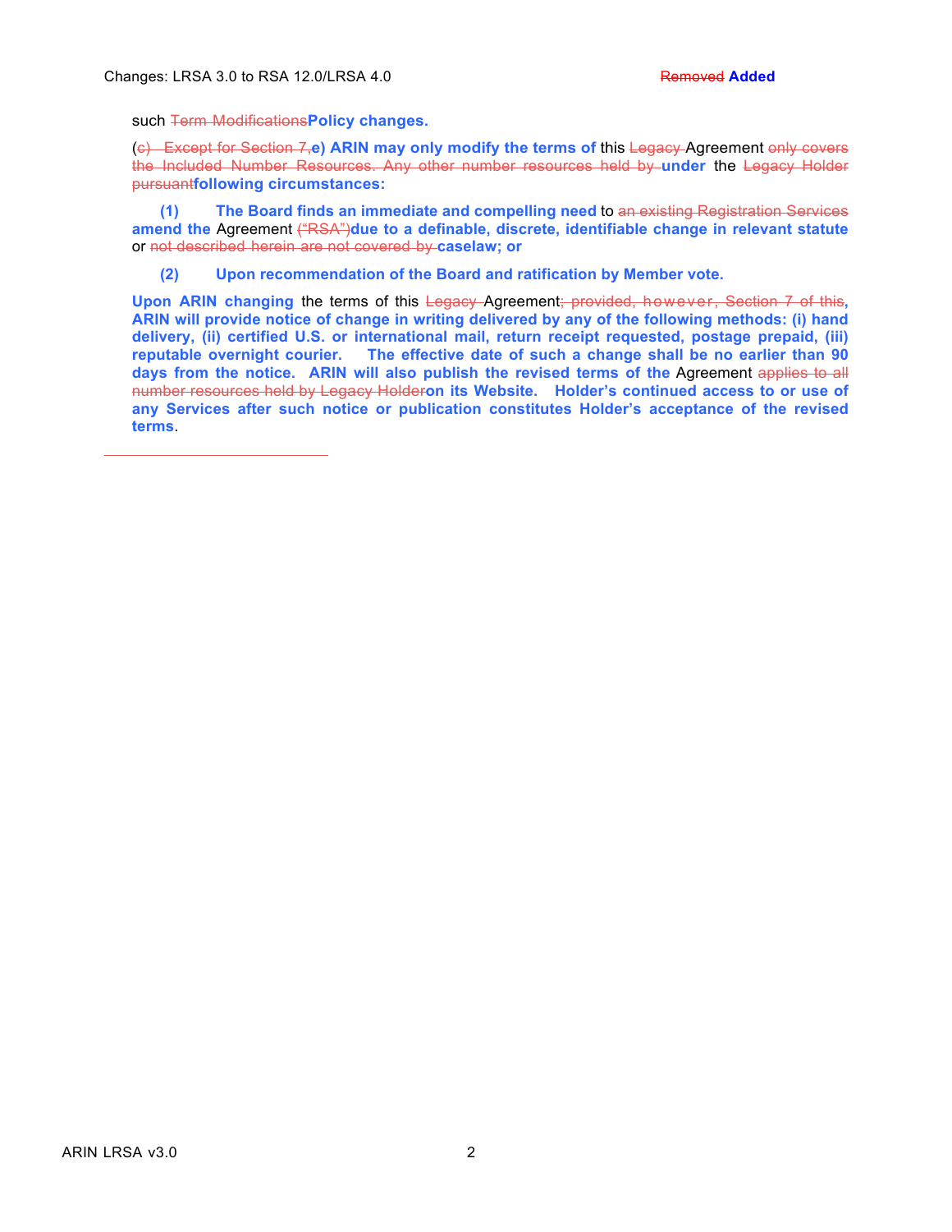such ~~Term Modifications~~**Policy changes.**

(~~c)   Except for Section 7,~~**e) ARIN may only modify the terms of** this ~~Legacy~~ Agreement ~~only covers the Included Number Resources. Any other number resources held by~~ **under** the ~~Legacy Holder pursuant~~**following circumstances:**

**(1)   The Board finds an immediate and compelling need** to ~~an existing Registration Services~~ **amend the** Agreement ~~("RSA")~~**due to a definable, discrete, identifiable change in relevant statute** or ~~not described herein are not covered by~~ **caselaw; or**

**(2)   Upon recommendation of the Board and ratification by Member vote.**

**Upon ARIN changing** the terms of this ~~Legacy~~ Agreement~~; provided, however, Section 7 of this~~**, ARIN will provide notice of change in writing delivered by any of the following methods: (i) hand delivery, (ii) certified U.S. or international mail, return receipt requested, postage prepaid, (iii) reputable overnight courier.   The effective date of such a change shall be no earlier than 90 days from the notice.  ARIN will also publish the revised terms of the** Agreement ~~applies to all number resources held by Legacy Holder~~**on its Website.   Holder's continued access to or use of any Services after such notice or publication constitutes Holder's acceptance of the revised terms**.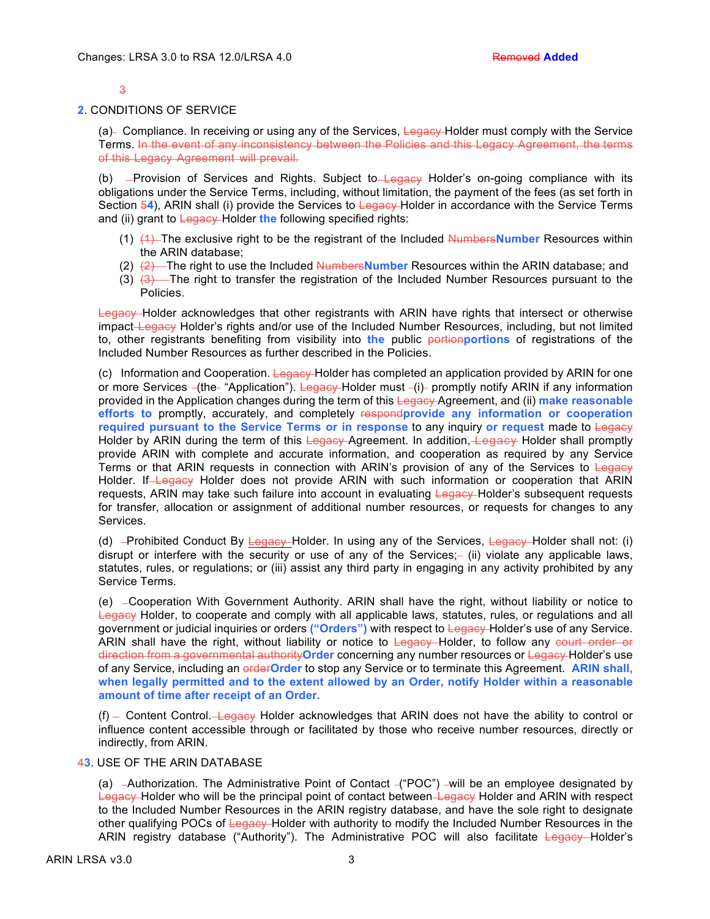3

## 2. CONDITIONS OF SERVICE

(a) Compliance. In receiving or using any of the Services, Legacy Holder must comply with the Service Terms. In the event of any inconsistency between the Policies and this Legacy Agreement, the terms of this Legacy Agreement will prevail.

(b) Provision of Services and Rights. Subject to Legacy Holder's on-going compliance with its obligations under the Service Terms, including, without limitation, the payment of the fees (as set forth in Section 5**4**), ARIN shall (i) provide the Services to Legacy Holder in accordance with the Service Terms and (ii) grant to Legacy Holder **the** following specified rights:

(1) (1) The exclusive right to be the registrant of the Included Numbers**Number** Resources within the ARIN database;

(2) (2) The right to use the Included Numbers**Number** Resources within the ARIN database; and

(3) (3) The right to transfer the registration of the Included Number Resources pursuant to the Policies.

Legacy Holder acknowledges that other registrants with ARIN have rights that intersect or otherwise impact Legacy Holder's rights and/or use of the Included Number Resources, including, but not limited to, other registrants benefiting from visibility into **the** public portion**portions** of registrations of the Included Number Resources as further described in the Policies.

(c) Information and Cooperation. Legacy Holder has completed an application provided by ARIN for one or more Services (the "Application"). Legacy Holder must (i) promptly notify ARIN if any information provided in the Application changes during the term of this Legacy Agreement, and (ii) **make reasonable efforts to** promptly, accurately, and completely respond**provide any information or cooperation required pursuant to the Service Terms or in response** to any inquiry **or request** made to Legacy Holder by ARIN during the term of this Legacy Agreement. In addition, Legacy Holder shall promptly provide ARIN with complete and accurate information, and cooperation as required by any Service Terms or that ARIN requests in connection with ARIN's provision of any of the Services to Legacy Holder. If Legacy Holder does not provide ARIN with such information or cooperation that ARIN requests, ARIN may take such failure into account in evaluating Legacy Holder's subsequent requests for transfer, allocation or assignment of additional number resources, or requests for changes to any Services.

(d) Prohibited Conduct By Legacy Holder. In using any of the Services, Legacy Holder shall not: (i) disrupt or interfere with the security or use of any of the Services; (ii) violate any applicable laws, statutes, rules, or regulations; or (iii) assist any third party in engaging in any activity prohibited by any Service Terms.

(e) Cooperation With Government Authority. ARIN shall have the right, without liability or notice to Legacy Holder, to cooperate and comply with all applicable laws, statutes, rules, or regulations and all government or judicial inquiries or orders **("Orders")** with respect to Legacy Holder's use of any Service. ARIN shall have the right, without liability or notice to Legacy Holder, to follow any court order or direction from a governmental authority**Order** concerning any number resources or Legacy Holder's use of any Service, including an order**Order** to stop any Service or to terminate this Agreement. **ARIN shall, when legally permitted and to the extent allowed by an Order, notify Holder within a reasonable amount of time after receipt of an Order.**

(f) Content Control. Legacy Holder acknowledges that ARIN does not have the ability to control or influence content accessible through or facilitated by those who receive number resources, directly or indirectly, from ARIN.

## 4**3**. USE OF THE ARIN DATABASE

(a) Authorization. The Administrative Point of Contact ("POC") will be an employee designated by Legacy Holder who will be the principal point of contact between Legacy Holder and ARIN with respect to the Included Number Resources in the ARIN registry database, and have the sole right to designate other qualifying POCs of Legacy Holder with authority to modify the Included Number Resources in the ARIN registry database ("Authority"). The Administrative POC will also facilitate Legacy Holder's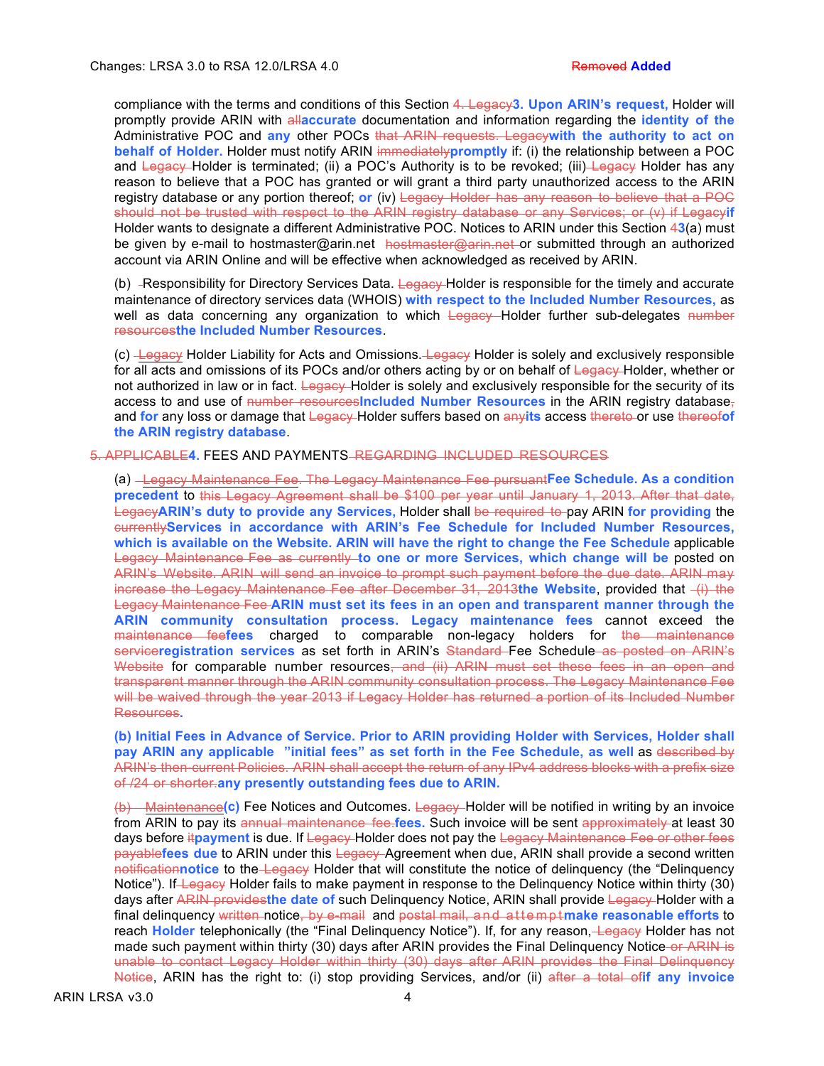compliance with the terms and conditions of this Section ~~4. Legacy~~**3. Upon ARIN's request,** Holder will promptly provide ARIN with ~~all~~**accurate** documentation and information regarding the **identity of the** Administrative POC and **any** other POCs ~~that ARIN requests. Legacy~~**with the authority to act on behalf of Holder.** Holder must notify ARIN ~~immediately~~**promptly** if: (i) the relationship between a POC and ~~Legacy~~ Holder is terminated; (ii) a POC's Authority is to be revoked; (iii) ~~Legacy~~ Holder has any reason to believe that a POC has granted or will grant a third party unauthorized access to the ARIN registry database or any portion thereof; **or** (iv) ~~Legacy Holder has any reason to believe that a POC should not be trusted with respect to the ARIN registry database or any Services; or (v) if Legacy~~**if** Holder wants to designate a different Administrative POC. Notices to ARIN under this Section ~~4~~**3**(a) must be given by e-mail to hostmaster@arin.net ~~hostmaster@arin.net~~ or submitted through an authorized account via ARIN Online and will be effective when acknowledged as received by ARIN.

(b) Responsibility for Directory Services Data. ~~Legacy~~ Holder is responsible for the timely and accurate maintenance of directory services data (WHOIS) **with respect to the Included Number Resources,** as well as data concerning any organization to which ~~Legacy~~ Holder further sub-delegates ~~number resources~~**the Included Number Resources**.

(c) ~~Legacy~~ Holder Liability for Acts and Omissions. ~~Legacy~~ Holder is solely and exclusively responsible for all acts and omissions of its POCs and/or others acting by or on behalf of ~~Legacy~~ Holder, whether or not authorized in law or in fact. ~~Legacy~~ Holder is solely and exclusively responsible for the security of its access to and use of ~~number resources~~**Included Number Resources** in the ARIN registry database~~,~~ and **for** any loss or damage that ~~Legacy~~ Holder suffers based on ~~any~~**its** access ~~thereto~~ or use ~~thereof~~**of the ARIN registry database**.

~~5. APPLICABLE~~**4.** FEES AND PAYMENTS ~~REGARDING INCLUDED RESOURCES~~

(a) ~~Legacy Maintenance Fee. The Legacy Maintenance Fee pursuant~~**Fee Schedule. As a condition precedent** to ~~this Legacy Agreement shall be $100 per year until January 1, 2013. After that date, Legacy~~**ARIN's duty to provide any Services,** Holder shall ~~be required to~~ pay ARIN **for providing** the ~~currently~~**Services in accordance with ARIN's Fee Schedule for Included Number Resources, which is available on the Website. ARIN will have the right to change the Fee Schedule** applicable ~~Legacy Maintenance Fee as currently~~ **to one or more Services, which change will be** posted on ~~ARIN's Website. ARIN will send an invoice to prompt such payment before the due date. ARIN may increase the Legacy Maintenance Fee after December 31, 2013~~**the Website**, provided that ~~(i) the Legacy Maintenance Fee~~ **ARIN must set its fees in an open and transparent manner through the ARIN community consultation process. Legacy maintenance fees** cannot exceed the ~~maintenance fee~~**fees** charged to comparable non-legacy holders for ~~the maintenance service~~**registration services** as set forth in ARIN's ~~Standard~~ Fee Schedule ~~as posted on ARIN's Website~~ for comparable number resources~~, and (ii) ARIN must set these fees in an open and transparent manner through the ARIN community consultation process. The Legacy Maintenance Fee will be waived through the year 2013 if Legacy Holder has returned a portion of its Included Number Resources~~.

**(b) Initial Fees in Advance of Service. Prior to ARIN providing Holder with Services, Holder shall pay ARIN any applicable "initial fees" as set forth in the Fee Schedule, as well** as ~~described by ARIN's then-current Policies. ARIN shall accept the return of any IPv4 address blocks with a prefix size of /24 or shorter.~~**any presently outstanding fees due to ARIN.**

~~(b) Maintenance~~**(c)** Fee Notices and Outcomes. ~~Legacy~~ Holder will be notified in writing by an invoice from ARIN to pay its ~~annual maintenance fee.~~**fees.** Such invoice will be sent ~~approximately~~ at least 30 days before ~~it~~**payment** is due. If ~~Legacy~~ Holder does not pay the ~~Legacy Maintenance Fee or other fees payable~~**fees due** to ARIN under this ~~Legacy~~ Agreement when due, ARIN shall provide a second written ~~notification~~**notice** to the ~~Legacy~~ Holder that will constitute the notice of delinquency (the "Delinquency Notice"). If ~~Legacy~~ Holder fails to make payment in response to the Delinquency Notice within thirty (30) days after ~~ARIN provides~~**the date of** such Delinquency Notice, ARIN shall provide ~~Legacy~~ Holder with a final delinquency ~~written~~ notice~~, by e-mail~~ and ~~postal mail, and attempt~~**make reasonable efforts** to reach **Holder** telephonically (the "Final Delinquency Notice"). If, for any reason, ~~Legacy~~ Holder has not made such payment within thirty (30) days after ARIN provides the Final Delinquency Notice ~~or ARIN is unable to contact Legacy Holder within thirty (30) days after ARIN provides the Final Delinquency Notice~~, ARIN has the right to: (i) stop providing Services, and/or (ii) ~~after a total of~~**if any invoice**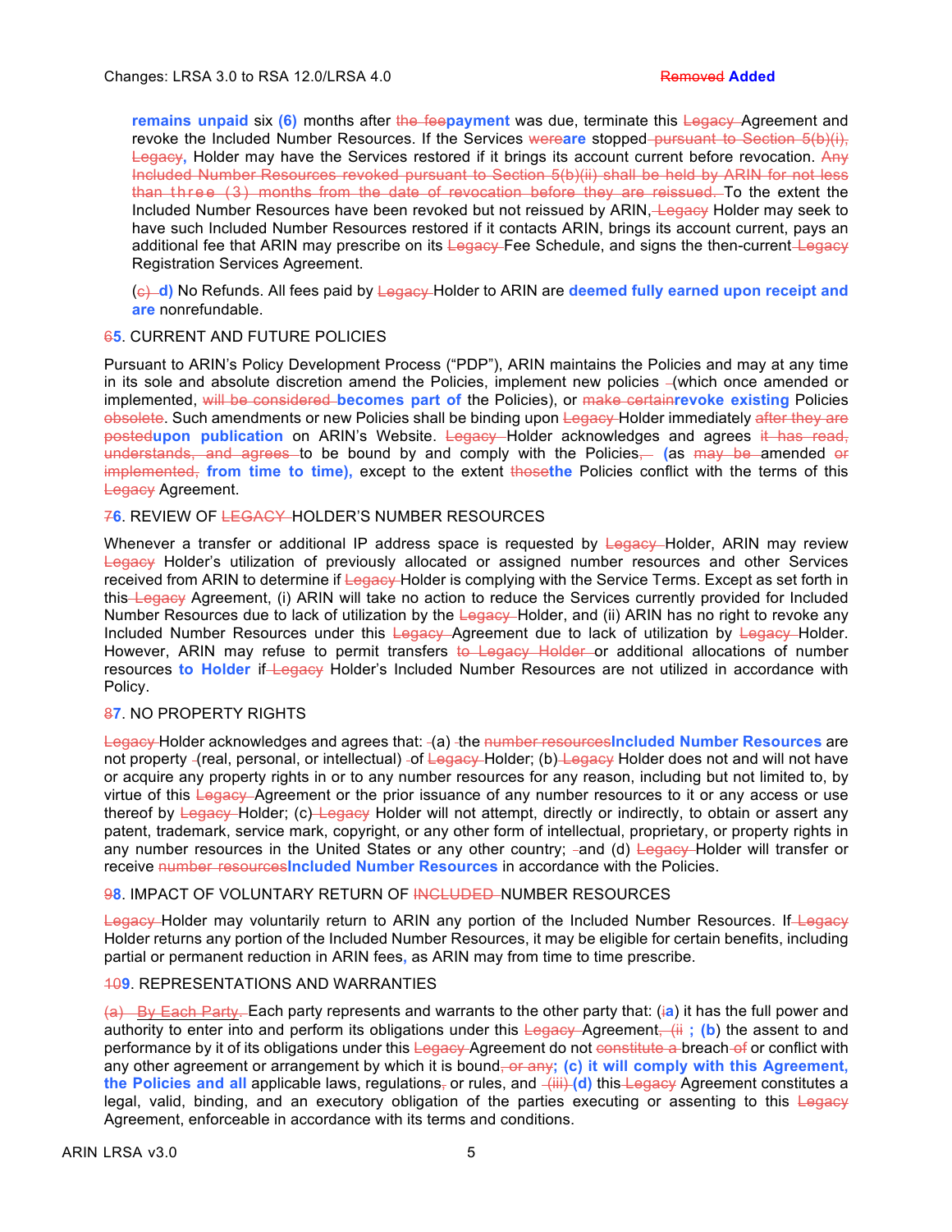**remains unpaid** six **(6)** months after ~~the fee~~**payment** was due, terminate this ~~Legacy~~ Agreement and revoke the Included Number Resources. If the Services ~~were~~**are** stopped ~~pursuant to Section 5(b)(i), Legacy~~**,** Holder may have the Services restored if it brings its account current before revocation. ~~Any Included Number Resources revoked pursuant to Section 5(b)(ii) shall be held by ARIN for not less than three (3) months from the date of revocation before they are reissued.~~ To the extent the Included Number Resources have been revoked but not reissued by ARIN, ~~Legacy~~ Holder may seek to have such Included Number Resources restored if it contacts ARIN, brings its account current, pays an additional fee that ARIN may prescribe on its ~~Legacy~~ Fee Schedule, and signs the then-current ~~Legacy~~ Registration Services Agreement.

(~~c)~~ **d)** No Refunds. All fees paid by ~~Legacy~~ Holder to ARIN are **deemed fully earned upon receipt and are** nonrefundable.

~~6~~**5**. CURRENT AND FUTURE POLICIES

Pursuant to ARIN's Policy Development Process ("PDP"), ARIN maintains the Policies and may at any time in its sole and absolute discretion amend the Policies, implement new policies (which once amended or implemented, ~~will be considered~~ **becomes part of** the Policies), or ~~make certain~~**revoke existing** Policies ~~obsolete~~. Such amendments or new Policies shall be binding upon ~~Legacy~~ Holder immediately ~~after they are posted~~**upon publication** on ARIN's Website. ~~Legacy~~ Holder acknowledges and agrees ~~it has read, understands, and agrees~~ to be bound by and comply with the Policies~~,~~ **(**as ~~may be~~ amended ~~or implemented,~~ **from time to time),** except to the extent ~~those~~**the** Policies conflict with the terms of this ~~Legacy~~ Agreement.

~~7~~**6**. REVIEW OF ~~LEGACY~~ HOLDER'S NUMBER RESOURCES

Whenever a transfer or additional IP address space is requested by ~~Legacy~~ Holder, ARIN may review ~~Legacy~~ Holder's utilization of previously allocated or assigned number resources and other Services received from ARIN to determine if ~~Legacy~~ Holder is complying with the Service Terms. Except as set forth in this ~~Legacy~~ Agreement, (i) ARIN will take no action to reduce the Services currently provided for Included Number Resources due to lack of utilization by the ~~Legacy~~ Holder, and (ii) ARIN has no right to revoke any Included Number Resources under this ~~Legacy~~ Agreement due to lack of utilization by ~~Legacy~~ Holder. However, ARIN may refuse to permit transfers ~~to Legacy Holder~~ or additional allocations of number resources **to Holder** if ~~Legacy~~ Holder's Included Number Resources are not utilized in accordance with Policy.

~~8~~**7**. NO PROPERTY RIGHTS

~~Legacy~~ Holder acknowledges and agrees that: (a) the ~~number resources~~**Included Number Resources** are not property (real, personal, or intellectual) of ~~Legacy~~ Holder; (b) ~~Legacy~~ Holder does not and will not have or acquire any property rights in or to any number resources for any reason, including but not limited to, by virtue of this ~~Legacy~~ Agreement or the prior issuance of any number resources to it or any access or use thereof by ~~Legacy~~ Holder; (c) ~~Legacy~~ Holder will not attempt, directly or indirectly, to obtain or assert any patent, trademark, service mark, copyright, or any other form of intellectual, proprietary, or property rights in any number resources in the United States or any other country; and (d) ~~Legacy~~ Holder will transfer or receive ~~number resources~~**Included Number Resources** in accordance with the Policies.

~~9~~**8**. IMPACT OF VOLUNTARY RETURN OF ~~INCLUDED~~ NUMBER RESOURCES

~~Legacy~~ Holder may voluntarily return to ARIN any portion of the Included Number Resources. If ~~Legacy~~ Holder returns any portion of the Included Number Resources, it may be eligible for certain benefits, including partial or permanent reduction in ARIN fees**,** as ARIN may from time to time prescribe.

~~10~~**9**. REPRESENTATIONS AND WARRANTIES

~~(a) By Each Party.~~ Each party represents and warrants to the other party that: (~~i~~**a**) it has the full power and authority to enter into and perform its obligations under this ~~Legacy~~ Agreement~~, (ii~~ **; (b**) the assent to and performance by it of its obligations under this ~~Legacy~~ Agreement do not ~~constitute a~~ breach ~~of~~ or conflict with any other agreement or arrangement by which it is bound~~, or any~~**; (c) it will comply with this Agreement, the Policies and all** applicable laws, regulations~~,~~ or rules, and ~~(iii)~~ **(d)** this ~~Legacy~~ Agreement constitutes a legal, valid, binding, and an executory obligation of the parties executing or assenting to this ~~Legacy~~ Agreement, enforceable in accordance with its terms and conditions.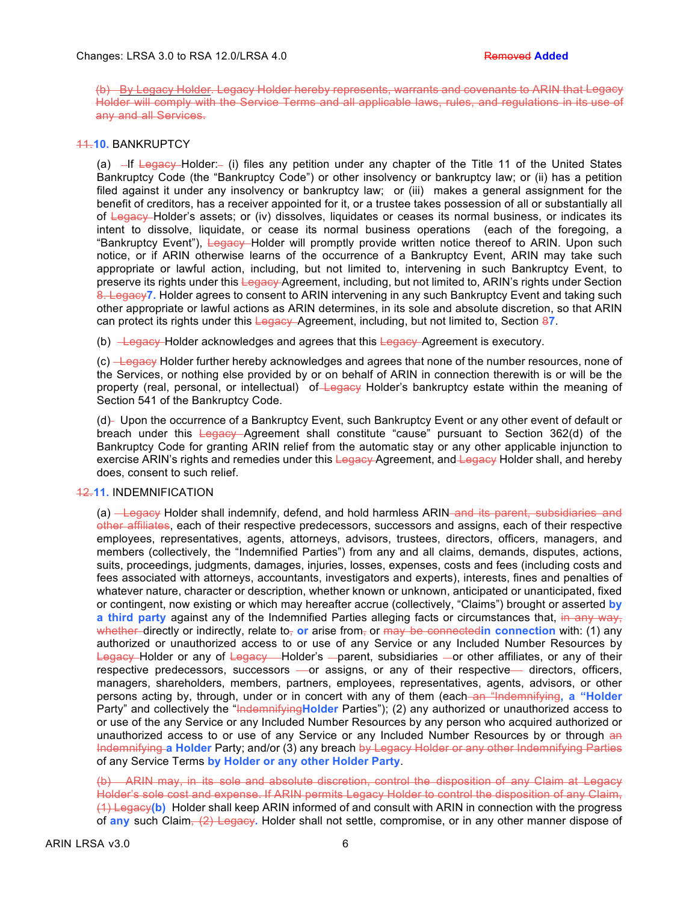(b) By Legacy Holder. Legacy Holder hereby represents, warrants and covenants to ARIN that Legacy Holder will comply with the Service Terms and all applicable laws, rules, and regulations in its use of any and all Services.

11.**10.** BANKRUPTCY

(a) If Legacy Holder: (i) files any petition under any chapter of the Title 11 of the United States Bankruptcy Code (the "Bankruptcy Code") or other insolvency or bankruptcy law; or (ii) has a petition filed against it under any insolvency or bankruptcy law; or (iii) makes a general assignment for the benefit of creditors, has a receiver appointed for it, or a trustee takes possession of all or substantially all of Legacy Holder's assets; or (iv) dissolves, liquidates or ceases its normal business, or indicates its intent to dissolve, liquidate, or cease its normal business operations (each of the foregoing, a "Bankruptcy Event"), Legacy Holder will promptly provide written notice thereof to ARIN. Upon such notice, or if ARIN otherwise learns of the occurrence of a Bankruptcy Event, ARIN may take such appropriate or lawful action, including, but not limited to, intervening in such Bankruptcy Event, to preserve its rights under this Legacy Agreement, including, but not limited to, ARIN's rights under Section 8. Legacy**7.** Holder agrees to consent to ARIN intervening in any such Bankruptcy Event and taking such other appropriate or lawful actions as ARIN determines, in its sole and absolute discretion, so that ARIN can protect its rights under this Legacy Agreement, including, but not limited to, Section 8**7**.

(b) Legacy Holder acknowledges and agrees that this Legacy Agreement is executory.

(c) Legacy Holder further hereby acknowledges and agrees that none of the number resources, none of the Services, or nothing else provided by or on behalf of ARIN in connection therewith is or will be the property (real, personal, or intellectual) of Legacy Holder's bankruptcy estate within the meaning of Section 541 of the Bankruptcy Code.

(d) Upon the occurrence of a Bankruptcy Event, such Bankruptcy Event or any other event of default or breach under this Legacy Agreement shall constitute "cause" pursuant to Section 362(d) of the Bankruptcy Code for granting ARIN relief from the automatic stay or any other applicable injunction to exercise ARIN's rights and remedies under this Legacy Agreement, and Legacy Holder shall, and hereby does, consent to such relief.

12.**11.** INDEMNIFICATION

(a) Legacy Holder shall indemnify, defend, and hold harmless ARIN and its parent, subsidiaries and other affiliates, each of their respective predecessors, successors and assigns, each of their respective employees, representatives, agents, attorneys, advisors, trustees, directors, officers, managers, and members (collectively, the "Indemnified Parties") from any and all claims, demands, disputes, actions, suits, proceedings, judgments, damages, injuries, losses, expenses, costs and fees (including costs and fees associated with attorneys, accountants, investigators and experts), interests, fines and penalties of whatever nature, character or description, whether known or unknown, anticipated or unanticipated, fixed or contingent, now existing or which may hereafter accrue (collectively, "Claims") brought or asserted **by a third party** against any of the Indemnified Parties alleging facts or circumstances that, in any way, whether directly or indirectly, relate to, **or** arise from, or may be connected**in connection** with: (1) any authorized or unauthorized access to or use of any Service or any Included Number Resources by Legacy Holder or any of Legacy Holder's parent, subsidiaries or other affiliates, or any of their respective predecessors, successors or assigns, or any of their respective directors, officers, managers, shareholders, members, partners, employees, representatives, agents, advisors, or other persons acting by, through, under or in concert with any of them (each an "Indemnifying**, a "Holder** Party" and collectively the "Indemnifying**Holder** Parties"); (2) any authorized or unauthorized access to or use of the any Service or any Included Number Resources by any person who acquired authorized or unauthorized access to or use of any Service or any Included Number Resources by or through an Indemnifying **a Holder** Party; and/or (3) any breach by Legacy Holder or any other Indemnifying Parties of any Service Terms **by Holder or any other Holder Party**.

(b) ARIN may, in its sole and absolute discretion, control the disposition of any Claim at Legacy Holder's sole cost and expense. If ARIN permits Legacy Holder to control the disposition of any Claim, (1) Legacy**(b)** Holder shall keep ARIN informed of and consult with ARIN in connection with the progress of **any** such Claim, (2) Legacy**.** Holder shall not settle, compromise, or in any other manner dispose of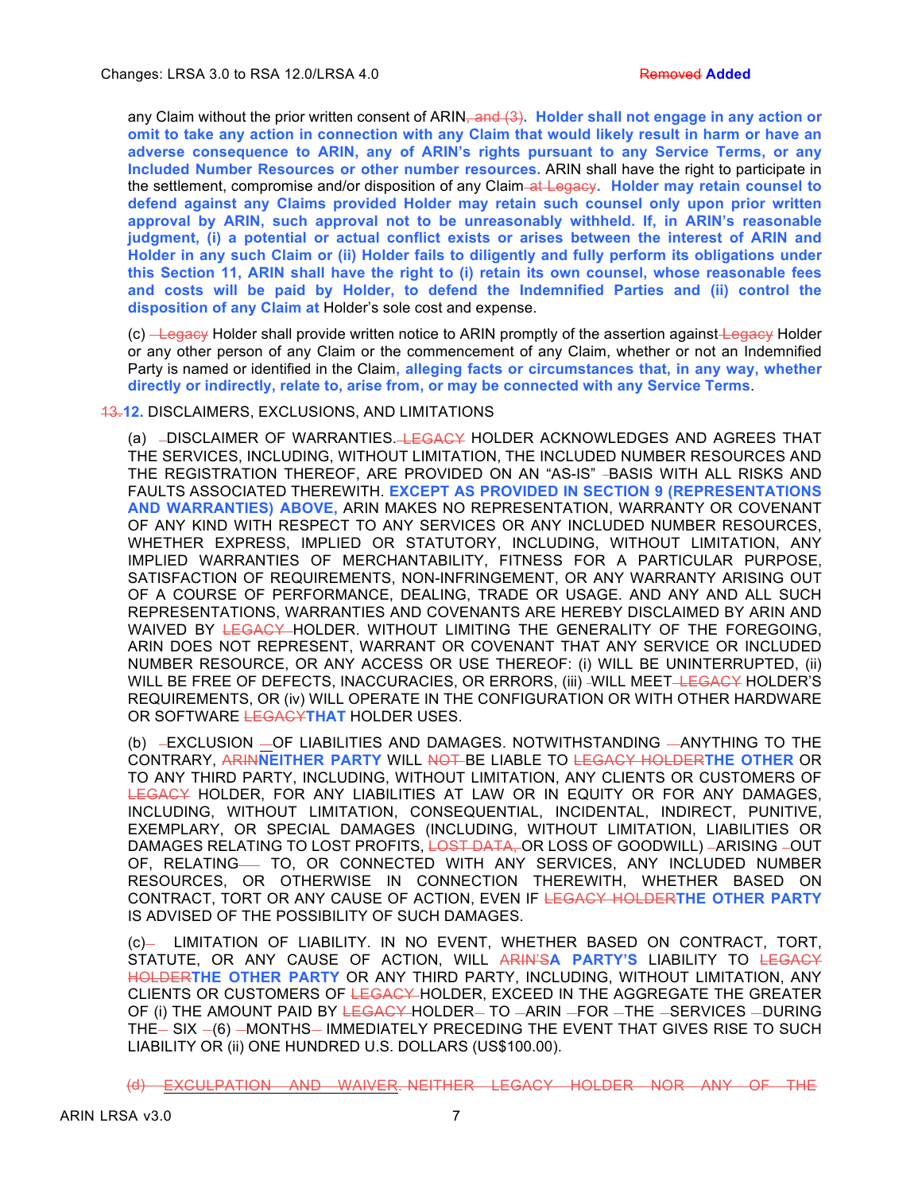any Claim without the prior written consent of ARIN~~, and (3)~~. **Holder shall not engage in any action or omit to take any action in connection with any Claim that would likely result in harm or have an adverse consequence to ARIN, any of ARIN's rights pursuant to any Service Terms, or any Included Number Resources or other number resources.** ARIN shall have the right to participate in the settlement, compromise and/or disposition of any Claim~~ at Legacy~~. **Holder may retain counsel to defend against any Claims provided Holder may retain such counsel only upon prior written approval by ARIN, such approval not to be unreasonably withheld. If, in ARIN's reasonable judgment, (i) a potential or actual conflict exists or arises between the interest of ARIN and Holder in any such Claim or (ii) Holder fails to diligently and fully perform its obligations under this Section 11, ARIN shall have the right to (i) retain its own counsel, whose reasonable fees and costs will be paid by Holder, to defend the Indemnified Parties and (ii) control the disposition of any Claim at** Holder's sole cost and expense.

(c) ~~Legacy~~ Holder shall provide written notice to ARIN promptly of the assertion against ~~Legacy~~ Holder or any other person of any Claim or the commencement of any Claim, whether or not an Indemnified Party is named or identified in the Claim**, alleging facts or circumstances that, in any way, whether directly or indirectly, relate to, arise from, or may be connected with any Service Terms**.

~~13.~~**12.** DISCLAIMERS, EXCLUSIONS, AND LIMITATIONS

(a) DISCLAIMER OF WARRANTIES. ~~LEGACY~~ HOLDER ACKNOWLEDGES AND AGREES THAT THE SERVICES, INCLUDING, WITHOUT LIMITATION, THE INCLUDED NUMBER RESOURCES AND THE REGISTRATION THEREOF, ARE PROVIDED ON AN "AS-IS" BASIS WITH ALL RISKS AND FAULTS ASSOCIATED THEREWITH. **EXCEPT AS PROVIDED IN SECTION 9 (REPRESENTATIONS AND WARRANTIES) ABOVE,** ARIN MAKES NO REPRESENTATION, WARRANTY OR COVENANT OF ANY KIND WITH RESPECT TO ANY SERVICES OR ANY INCLUDED NUMBER RESOURCES, WHETHER EXPRESS, IMPLIED OR STATUTORY, INCLUDING, WITHOUT LIMITATION, ANY IMPLIED WARRANTIES OF MERCHANTABILITY, FITNESS FOR A PARTICULAR PURPOSE, SATISFACTION OF REQUIREMENTS, NON-INFRINGEMENT, OR ANY WARRANTY ARISING OUT OF A COURSE OF PERFORMANCE, DEALING, TRADE OR USAGE. AND ANY AND ALL SUCH REPRESENTATIONS, WARRANTIES AND COVENANTS ARE HEREBY DISCLAIMED BY ARIN AND WAIVED BY ~~LEGACY~~ HOLDER. WITHOUT LIMITING THE GENERALITY OF THE FOREGOING, ARIN DOES NOT REPRESENT, WARRANT OR COVENANT THAT ANY SERVICE OR INCLUDED NUMBER RESOURCE, OR ANY ACCESS OR USE THEREOF: (i) WILL BE UNINTERRUPTED, (ii) WILL BE FREE OF DEFECTS, INACCURACIES, OR ERRORS, (iii) WILL MEET ~~LEGACY~~ HOLDER'S REQUIREMENTS, OR (iv) WILL OPERATE IN THE CONFIGURATION OR WITH OTHER HARDWARE OR SOFTWARE ~~LEGACY~~**THAT** HOLDER USES.

(b) EXCLUSION OF LIABILITIES AND DAMAGES. NOTWITHSTANDING ANYTHING TO THE CONTRARY, ~~ARIN~~**NEITHER PARTY** WILL ~~NOT~~ BE LIABLE TO ~~LEGACY HOLDER~~**THE OTHER** OR TO ANY THIRD PARTY, INCLUDING, WITHOUT LIMITATION, ANY CLIENTS OR CUSTOMERS OF ~~LEGACY~~ HOLDER, FOR ANY LIABILITIES AT LAW OR IN EQUITY OR FOR ANY DAMAGES, INCLUDING, WITHOUT LIMITATION, CONSEQUENTIAL, INCIDENTAL, INDIRECT, PUNITIVE, EXEMPLARY, OR SPECIAL DAMAGES (INCLUDING, WITHOUT LIMITATION, LIABILITIES OR DAMAGES RELATING TO LOST PROFITS, ~~LOST DATA,~~ OR LOSS OF GOODWILL) ARISING OUT OF, RELATING TO, OR CONNECTED WITH ANY SERVICES, ANY INCLUDED NUMBER RESOURCES, OR OTHERWISE IN CONNECTION THEREWITH, WHETHER BASED ON CONTRACT, TORT OR ANY CAUSE OF ACTION, EVEN IF ~~LEGACY HOLDER~~**THE OTHER PARTY** IS ADVISED OF THE POSSIBILITY OF SUCH DAMAGES.

(c) LIMITATION OF LIABILITY. IN NO EVENT, WHETHER BASED ON CONTRACT, TORT, STATUTE, OR ANY CAUSE OF ACTION, WILL ~~ARIN'S~~**A PARTY'S** LIABILITY TO ~~LEGACY HOLDER~~**THE OTHER PARTY** OR ANY THIRD PARTY, INCLUDING, WITHOUT LIMITATION, ANY CLIENTS OR CUSTOMERS OF ~~LEGACY~~ HOLDER, EXCEED IN THE AGGREGATE THE GREATER OF (i) THE AMOUNT PAID BY ~~LEGACY~~ HOLDER TO ARIN FOR THE SERVICES DURING THE SIX (6) MONTHS IMMEDIATELY PRECEDING THE EVENT THAT GIVES RISE TO SUCH LIABILITY OR (ii) ONE HUNDRED U.S. DOLLARS (US$100.00).

~~(d) EXCULPATION AND WAIVER. NEITHER LEGACY HOLDER NOR ANY OF THE~~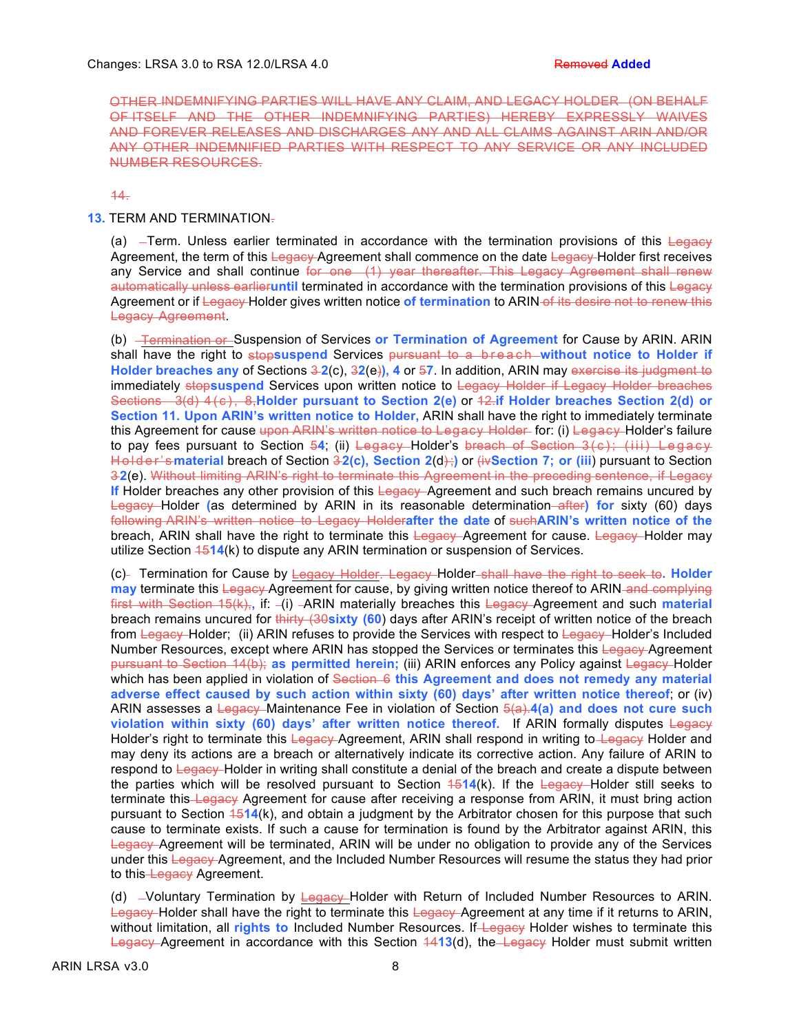OTHER INDEMNIFYING PARTIES WILL HAVE ANY CLAIM, AND LEGACY HOLDER (ON BEHALF OF ITSELF AND THE OTHER INDEMNIFYING PARTIES) HEREBY EXPRESSLY WAIVES AND FOREVER RELEASES AND DISCHARGES ANY AND ALL CLAIMS AGAINST ARIN AND/OR ANY OTHER INDEMNIFIED PARTIES WITH RESPECT TO ANY SERVICE OR ANY INCLUDED NUMBER RESOURCES.

14.

**13.** TERM AND TERMINATION.

(a) Term. Unless earlier terminated in accordance with the termination provisions of this Legacy Agreement, the term of this Legacy Agreement shall commence on the date Legacy Holder first receives any Service and shall continue for one (1) year thereafter. This Legacy Agreement shall renew automatically unless earlier**until** terminated in accordance with the termination provisions of this Legacy Agreement or if Legacy Holder gives written notice **of termination** to ARIN of its desire not to renew this Legacy Agreement.

(b) Termination or Suspension of Services **or Termination of Agreement** for Cause by ARIN. ARIN shall have the right to stop**suspend** Services pursuant to a breach **without notice to Holder if Holder breaches any** of Sections 3 **2**(c), 3**2**(e)**), 4** or 5**7**. In addition, ARIN may exercise its judgment to immediately stop**suspend** Services upon written notice to Legacy Holder if Legacy Holder breaches Sections 3(d) 4(c), 8,**Holder pursuant to Section 2(e)** or 12.**if Holder breaches Section 2(d) or Section 11. Upon ARIN's written notice to Holder,** ARIN shall have the right to immediately terminate this Agreement for cause upon ARIN's written notice to Legacy Holder for: (i) Legacy Holder's failure to pay fees pursuant to Section 5**4**; (ii) Legacy Holder's breach of Section 3(c); (iii) Legacy Holder's **material** breach of Section 3**2(c), Section 2**(d);) or (iv**Section 7; or (iii**) pursuant to Section 3**2**(e). Without limiting ARIN's right to terminate this Agreement in the preceding sentence, if Legacy **If** Holder breaches any other provision of this Legacy Agreement and such breach remains uncured by Legacy Holder **(**as determined by ARIN in its reasonable determination after**) for** sixty (60) days following ARIN's written notice to Legacy Holder**after the date** of such**ARIN's written notice of the** breach, ARIN shall have the right to terminate this Legacy Agreement for cause. Legacy Holder may utilize Section 15**14**(k) to dispute any ARIN termination or suspension of Services.

(c) Termination for Cause by Legacy Holder. Legacy Holder shall have the right to seek to**. Holder may** terminate this Legacy Agreement for cause, by giving written notice thereof to ARIN and complying first with Section 15(k),**,** if: (i) ARIN materially breaches this Legacy Agreement and such **material** breach remains uncured for thirty (30**sixty (60**) days after ARIN's receipt of written notice of the breach from Legacy Holder; (ii) ARIN refuses to provide the Services with respect to Legacy Holder's Included Number Resources, except where ARIN has stopped the Services or terminates this Legacy Agreement pursuant to Section 14(b); **as permitted herein;** (iii) ARIN enforces any Policy against Legacy Holder which has been applied in violation of Section 6 **this Agreement and does not remedy any material adverse effect caused by such action within sixty (60) days' after written notice thereof**; or (iv) ARIN assesses a Legacy Maintenance Fee in violation of Section 5(a).**4(a) and does not cure such violation within sixty (60) days' after written notice thereof.** If ARIN formally disputes Legacy Holder's right to terminate this Legacy Agreement, ARIN shall respond in writing to Legacy Holder and may deny its actions are a breach or alternatively indicate its corrective action. Any failure of ARIN to respond to Legacy Holder in writing shall constitute a denial of the breach and create a dispute between the parties which will be resolved pursuant to Section 15**14**(k). If the Legacy Holder still seeks to terminate this Legacy Agreement for cause after receiving a response from ARIN, it must bring action pursuant to Section 15**14**(k), and obtain a judgment by the Arbitrator chosen for this purpose that such cause to terminate exists. If such a cause for termination is found by the Arbitrator against ARIN, this Legacy Agreement will be terminated, ARIN will be under no obligation to provide any of the Services under this Legacy Agreement, and the Included Number Resources will resume the status they had prior to this Legacy Agreement.

(d) Voluntary Termination by Legacy Holder with Return of Included Number Resources to ARIN. Legacy Holder shall have the right to terminate this Legacy Agreement at any time if it returns to ARIN, without limitation, all **rights to** Included Number Resources. If Legacy Holder wishes to terminate this Legacy Agreement in accordance with this Section 14**13**(d), the Legacy Holder must submit written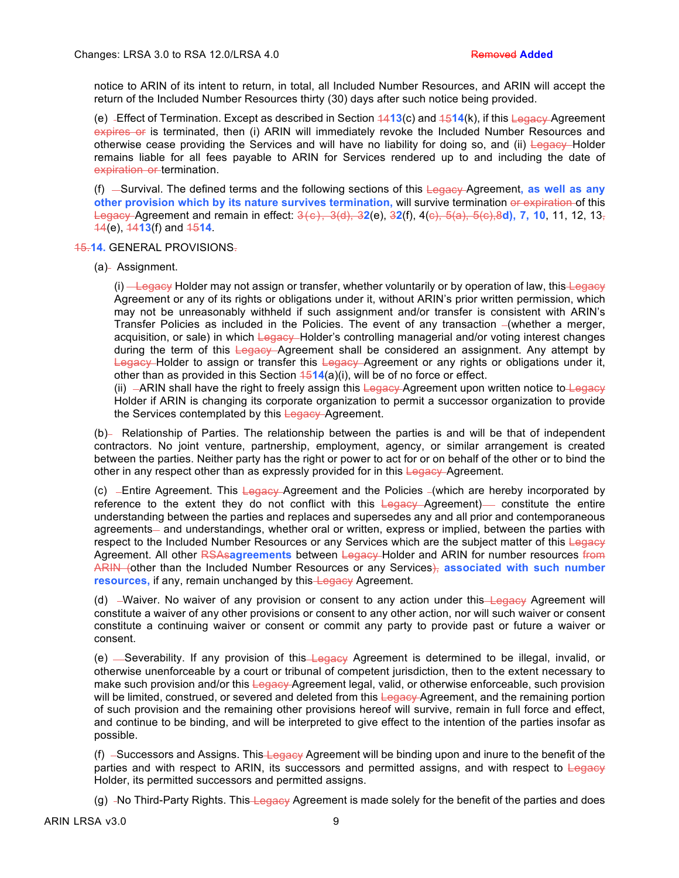notice to ARIN of its intent to return, in total, all Included Number Resources, and ARIN will accept the return of the Included Number Resources thirty (30) days after such notice being provided.

(e) Effect of Termination. Except as described in Section ~~14~~**13**(c) and ~~15~~**14**(k), if this ~~Legacy~~ Agreement ~~expires or~~ is terminated, then (i) ARIN will immediately revoke the Included Number Resources and otherwise cease providing the Services and will have no liability for doing so, and (ii) ~~Legacy~~ Holder remains liable for all fees payable to ARIN for Services rendered up to and including the date of ~~expiration or~~ termination.

(f) Survival. The defined terms and the following sections of this ~~Legacy~~ Agreement**, as well as any other provision which by its nature survives termination,** will survive termination ~~or expiration~~ of this ~~Legacy~~ Agreement and remain in effect: ~~3(c), 3(d), 3~~**2**(e), ~~3~~**2**(f), 4(~~c), 5(a), 5(c),8~~**d), 7, 10**, 11, 12, 13~~,~~ ~~14~~(e), ~~14~~**13**(f) and ~~15~~**14**.

~~15.~~**14.** GENERAL PROVISIONS~~.~~

(a) Assignment.

(i) ~~Legacy~~ Holder may not assign or transfer, whether voluntarily or by operation of law, this ~~Legacy~~ Agreement or any of its rights or obligations under it, without ARIN's prior written permission, which may not be unreasonably withheld if such assignment and/or transfer is consistent with ARIN's Transfer Policies as included in the Policies. The event of any transaction (whether a merger, acquisition, or sale) in which ~~Legacy~~ Holder's controlling managerial and/or voting interest changes during the term of this ~~Legacy~~ Agreement shall be considered an assignment. Any attempt by ~~Legacy~~ Holder to assign or transfer this ~~Legacy~~ Agreement or any rights or obligations under it, other than as provided in this Section ~~15~~**14**(a)(i), will be of no force or effect.

(ii) ARIN shall have the right to freely assign this ~~Legacy~~ Agreement upon written notice to ~~Legacy~~ Holder if ARIN is changing its corporate organization to permit a successor organization to provide the Services contemplated by this ~~Legacy~~ Agreement.

(b) Relationship of Parties. The relationship between the parties is and will be that of independent contractors. No joint venture, partnership, employment, agency, or similar arrangement is created between the parties. Neither party has the right or power to act for or on behalf of the other or to bind the other in any respect other than as expressly provided for in this ~~Legacy~~ Agreement.

(c) Entire Agreement. This ~~Legacy~~ Agreement and the Policies (which are hereby incorporated by reference to the extent they do not conflict with this ~~Legacy~~ Agreement) constitute the entire understanding between the parties and replaces and supersedes any and all prior and contemporaneous agreements and understandings, whether oral or written, express or implied, between the parties with respect to the Included Number Resources or any Services which are the subject matter of this ~~Legacy~~ Agreement. All other ~~RSAs~~**agreements** between ~~Legacy~~ Holder and ARIN for number resources ~~from ARIN~~ (other than the Included Number Resources or any Services)~~,~~ **associated with such number resources,** if any, remain unchanged by this ~~Legacy~~ Agreement.

(d) Waiver. No waiver of any provision or consent to any action under this ~~Legacy~~ Agreement will constitute a waiver of any other provisions or consent to any other action, nor will such waiver or consent constitute a continuing waiver or consent or commit any party to provide past or future a waiver or consent.

(e) Severability. If any provision of this ~~Legacy~~ Agreement is determined to be illegal, invalid, or otherwise unenforceable by a court or tribunal of competent jurisdiction, then to the extent necessary to make such provision and/or this ~~Legacy~~ Agreement legal, valid, or otherwise enforceable, such provision will be limited, construed, or severed and deleted from this ~~Legacy~~ Agreement, and the remaining portion of such provision and the remaining other provisions hereof will survive, remain in full force and effect, and continue to be binding, and will be interpreted to give effect to the intention of the parties insofar as possible.

(f) Successors and Assigns. This ~~Legacy~~ Agreement will be binding upon and inure to the benefit of the parties and with respect to ARIN, its successors and permitted assigns, and with respect to ~~Legacy~~ Holder, its permitted successors and permitted assigns.

(g) No Third-Party Rights. This ~~Legacy~~ Agreement is made solely for the benefit of the parties and does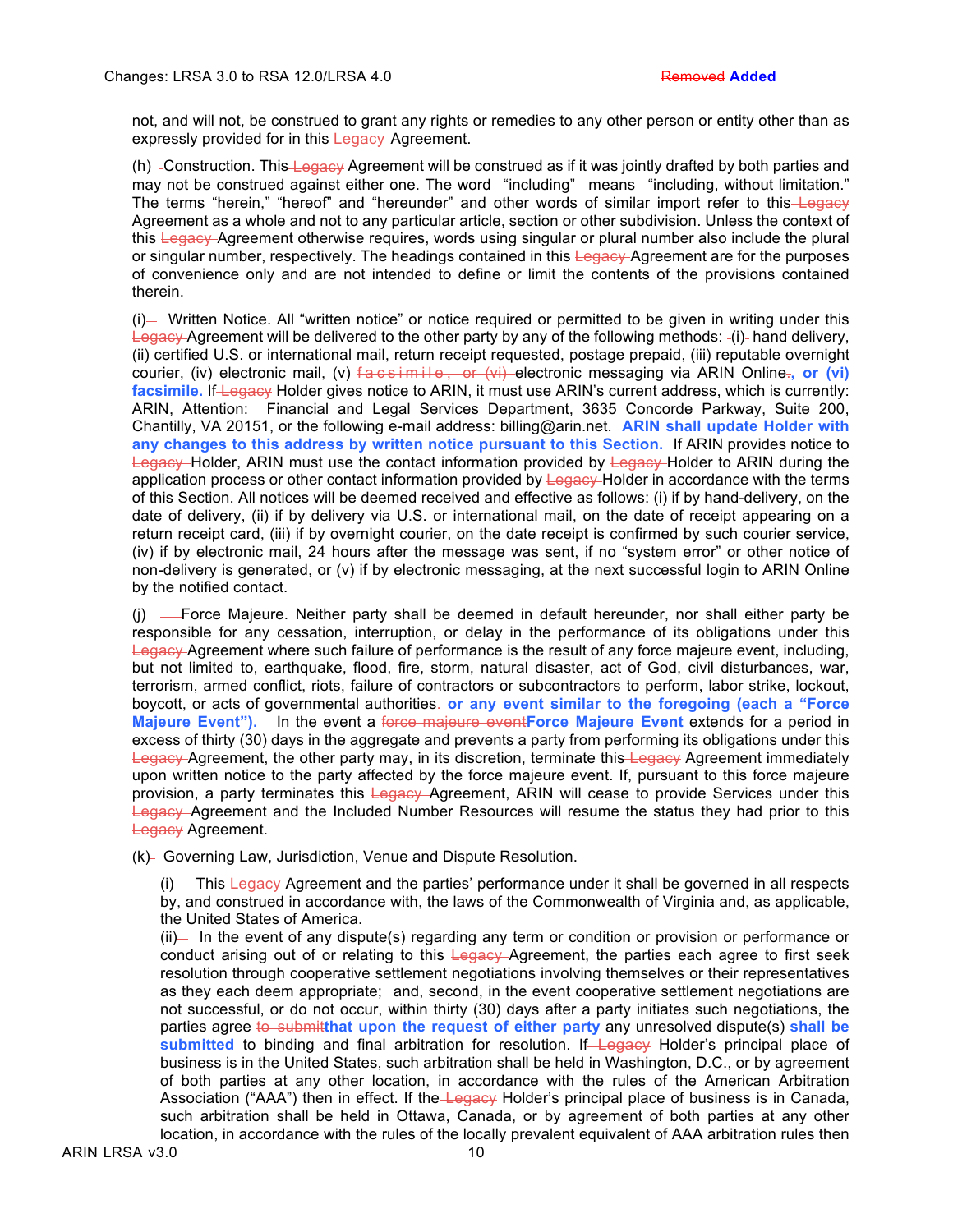not, and will not, be construed to grant any rights or remedies to any other person or entity other than as expressly provided for in this ~~Legacy~~ Agreement.

(h) Construction. This ~~Legacy~~ Agreement will be construed as if it was jointly drafted by both parties and may not be construed against either one. The word "including" means "including, without limitation." The terms "herein," "hereof" and "hereunder" and other words of similar import refer to this ~~Legacy~~ Agreement as a whole and not to any particular article, section or other subdivision. Unless the context of this ~~Legacy~~ Agreement otherwise requires, words using singular or plural number also include the plural or singular number, respectively. The headings contained in this ~~Legacy~~ Agreement are for the purposes of convenience only and are not intended to define or limit the contents of the provisions contained therein.

(i) Written Notice. All "written notice" or notice required or permitted to be given in writing under this ~~Legacy~~ Agreement will be delivered to the other party by any of the following methods: (i) hand delivery, (ii) certified U.S. or international mail, return receipt requested, postage prepaid, (iii) reputable overnight courier, (iv) electronic mail, (v) ~~facsimile, or (vi)~~ electronic messaging via ARIN Online~~.~~**, or (vi) facsimile.** If ~~Legacy~~ Holder gives notice to ARIN, it must use ARIN's current address, which is currently: ARIN, Attention: Financial and Legal Services Department, 3635 Concorde Parkway, Suite 200, Chantilly, VA 20151, or the following e-mail address: billing@arin.net. **ARIN shall update Holder with any changes to this address by written notice pursuant to this Section.** If ARIN provides notice to ~~Legacy~~ Holder, ARIN must use the contact information provided by ~~Legacy~~ Holder to ARIN during the application process or other contact information provided by ~~Legacy~~ Holder in accordance with the terms of this Section. All notices will be deemed received and effective as follows: (i) if by hand-delivery, on the date of delivery, (ii) if by delivery via U.S. or international mail, on the date of receipt appearing on a return receipt card, (iii) if by overnight courier, on the date receipt is confirmed by such courier service, (iv) if by electronic mail, 24 hours after the message was sent, if no "system error" or other notice of non-delivery is generated, or (v) if by electronic messaging, at the next successful login to ARIN Online by the notified contact.

(j) Force Majeure. Neither party shall be deemed in default hereunder, nor shall either party be responsible for any cessation, interruption, or delay in the performance of its obligations under this ~~Legacy~~ Agreement where such failure of performance is the result of any force majeure event, including, but not limited to, earthquake, flood, fire, storm, natural disaster, act of God, civil disturbances, war, terrorism, armed conflict, riots, failure of contractors or subcontractors to perform, labor strike, lockout, boycott, or acts of governmental authorities~~.~~ **or any event similar to the foregoing (each a "Force Majeure Event").** In the event a ~~force majeure event~~**Force Majeure Event** extends for a period in excess of thirty (30) days in the aggregate and prevents a party from performing its obligations under this ~~Legacy~~ Agreement, the other party may, in its discretion, terminate this ~~Legacy~~ Agreement immediately upon written notice to the party affected by the force majeure event. If, pursuant to this force majeure provision, a party terminates this ~~Legacy~~ Agreement, ARIN will cease to provide Services under this ~~Legacy~~ Agreement and the Included Number Resources will resume the status they had prior to this ~~Legacy~~ Agreement.

(k) Governing Law, Jurisdiction, Venue and Dispute Resolution.

(i) This ~~Legacy~~ Agreement and the parties' performance under it shall be governed in all respects by, and construed in accordance with, the laws of the Commonwealth of Virginia and, as applicable, the United States of America.

(ii) In the event of any dispute(s) regarding any term or condition or provision or performance or conduct arising out of or relating to this ~~Legacy~~ Agreement, the parties each agree to first seek resolution through cooperative settlement negotiations involving themselves or their representatives as they each deem appropriate; and, second, in the event cooperative settlement negotiations are not successful, or do not occur, within thirty (30) days after a party initiates such negotiations, the parties agree ~~to submit~~**that upon the request of either party** any unresolved dispute(s) **shall be submitted** to binding and final arbitration for resolution. If ~~Legacy~~ Holder's principal place of business is in the United States, such arbitration shall be held in Washington, D.C., or by agreement of both parties at any other location, in accordance with the rules of the American Arbitration Association ("AAA") then in effect. If the ~~Legacy~~ Holder's principal place of business is in Canada, such arbitration shall be held in Ottawa, Canada, or by agreement of both parties at any other location, in accordance with the rules of the locally prevalent equivalent of AAA arbitration rules then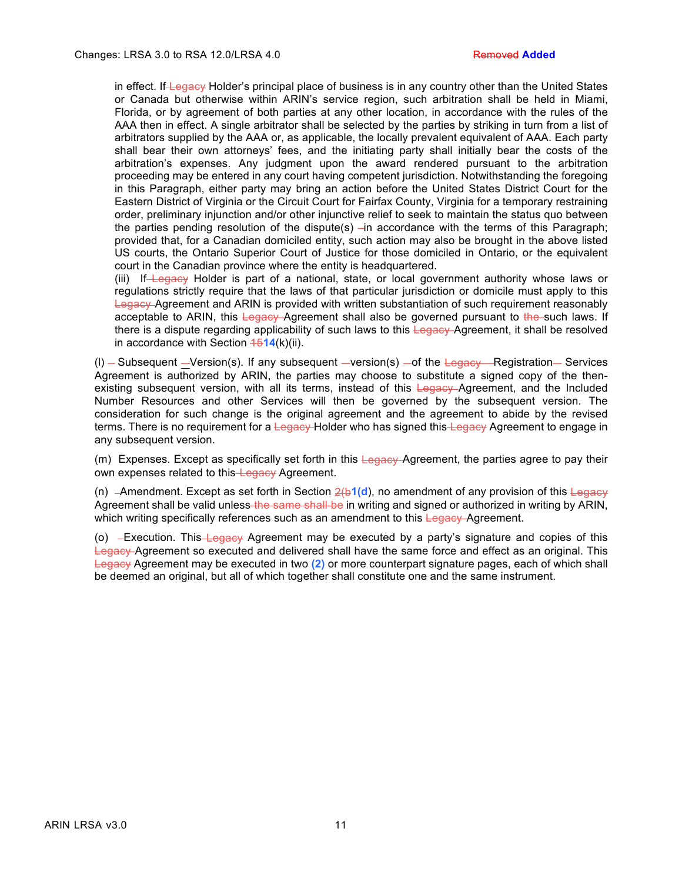in effect. If ~~Legacy~~ Holder's principal place of business is in any country other than the United States or Canada but otherwise within ARIN's service region, such arbitration shall be held in Miami, Florida, or by agreement of both parties at any other location, in accordance with the rules of the AAA then in effect. A single arbitrator shall be selected by the parties by striking in turn from a list of arbitrators supplied by the AAA or, as applicable, the locally prevalent equivalent of AAA. Each party shall bear their own attorneys' fees, and the initiating party shall initially bear the costs of the arbitration's expenses. Any judgment upon the award rendered pursuant to the arbitration proceeding may be entered in any court having competent jurisdiction. Notwithstanding the foregoing in this Paragraph, either party may bring an action before the United States District Court for the Eastern District of Virginia or the Circuit Court for Fairfax County, Virginia for a temporary restraining order, preliminary injunction and/or other injunctive relief to seek to maintain the status quo between the parties pending resolution of the dispute(s) in accordance with the terms of this Paragraph; provided that, for a Canadian domiciled entity, such action may also be brought in the above listed US courts, the Ontario Superior Court of Justice for those domiciled in Ontario, or the equivalent court in the Canadian province where the entity is headquartered.

(iii) If ~~Legacy~~ Holder is part of a national, state, or local government authority whose laws or regulations strictly require that the laws of that particular jurisdiction or domicile must apply to this ~~Legacy~~ Agreement and ARIN is provided with written substantiation of such requirement reasonably acceptable to ARIN, this ~~Legacy~~ Agreement shall also be governed pursuant to ~~the~~ such laws. If there is a dispute regarding applicability of such laws to this ~~Legacy~~ Agreement, it shall be resolved in accordance with Section ~~15~~**14**(k)(ii).

(l) Subsequent Version(s). If any subsequent version(s) of the ~~Legacy~~ Registration Services Agreement is authorized by ARIN, the parties may choose to substitute a signed copy of the then-existing subsequent version, with all its terms, instead of this ~~Legacy~~ Agreement, and the Included Number Resources and other Services will then be governed by the subsequent version. The consideration for such change is the original agreement and the agreement to abide by the revised terms. There is no requirement for a ~~Legacy~~ Holder who has signed this ~~Legacy~~ Agreement to engage in any subsequent version.

(m) Expenses. Except as specifically set forth in this ~~Legacy~~ Agreement, the parties agree to pay their own expenses related to this ~~Legacy~~ Agreement.

(n) Amendment. Except as set forth in Section ~~2(b~~**1(d**), no amendment of any provision of this ~~Legacy~~ Agreement shall be valid unless ~~the same shall be~~ in writing and signed or authorized in writing by ARIN, which writing specifically references such as an amendment to this ~~Legacy~~ Agreement.

(o) Execution. This ~~Legacy~~ Agreement may be executed by a party's signature and copies of this ~~Legacy~~ Agreement so executed and delivered shall have the same force and effect as an original. This ~~Legacy~~ Agreement may be executed in two **(2)** or more counterpart signature pages, each of which shall be deemed an original, but all of which together shall constitute one and the same instrument.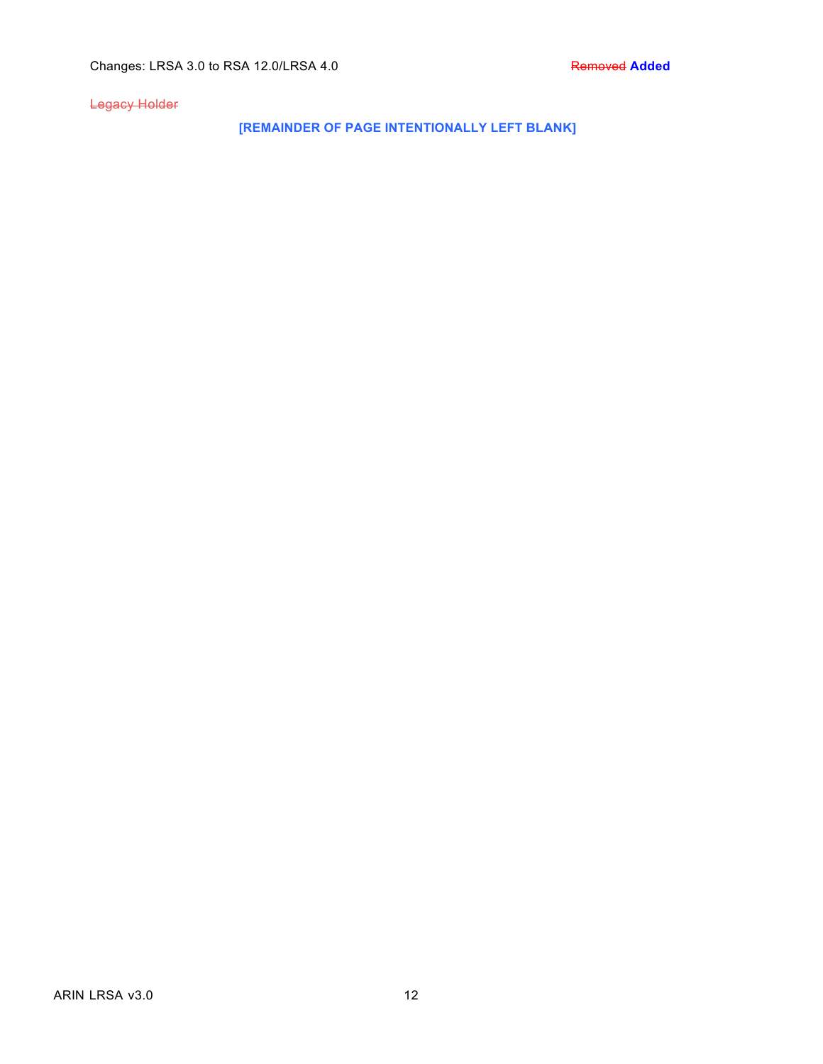~~Legacy Holder~~

**[REMAINDER OF PAGE INTENTIONALLY LEFT BLANK]**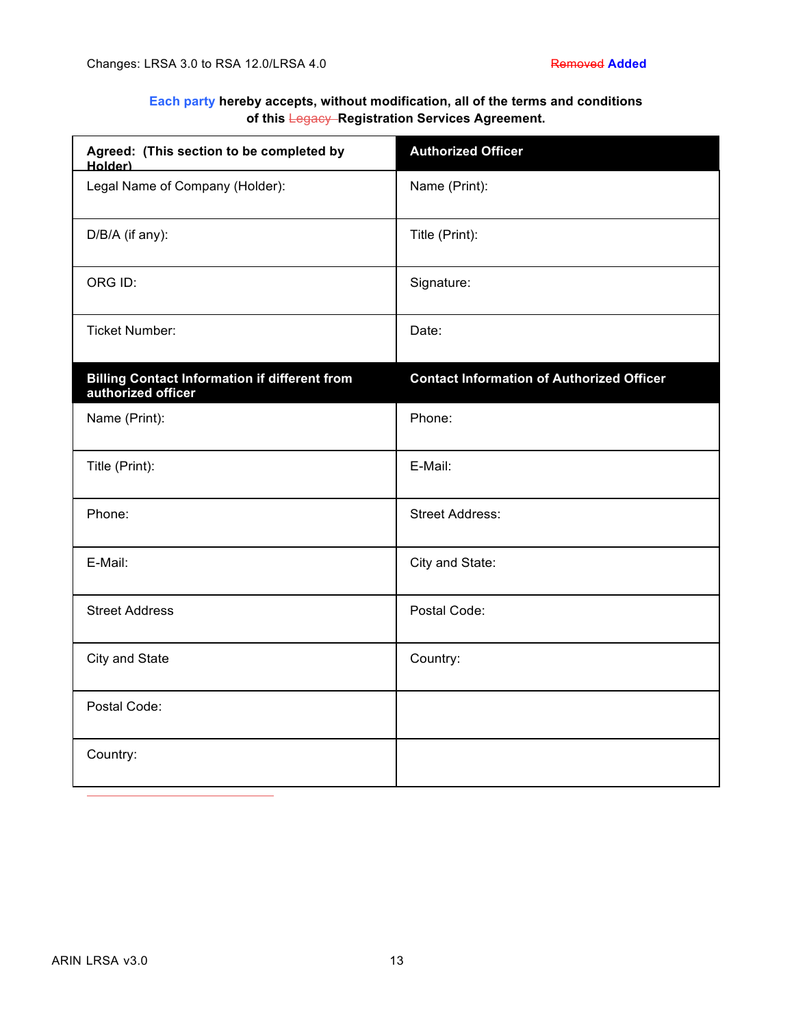Changes: LRSA 3.0 to RSA 12.0/LRSA 4.0 ~~Removed~~ **Added**

**Each party hereby accepts, without modification, all of the terms and conditions of this ~~Legacy~~ Registration Services Agreement.**

| Agreed: (This section to be completed by Holder) | Authorized Officer |
|---|---|
| Legal Name of Company (Holder): | Name (Print): |
| D/B/A (if any): | Title (Print): |
| ORG ID: | Signature: |
| Ticket Number: | Date: |
| **Billing Contact Information if different from authorized officer** | **Contact Information of Authorized Officer** |
| Name (Print): | Phone: |
| Title (Print): | E-Mail: |
| Phone: | Street Address: |
| E-Mail: | City and State: |
| Street Address | Postal Code: |
| City and State | Country: |
| Postal Code: | |
| Country: | |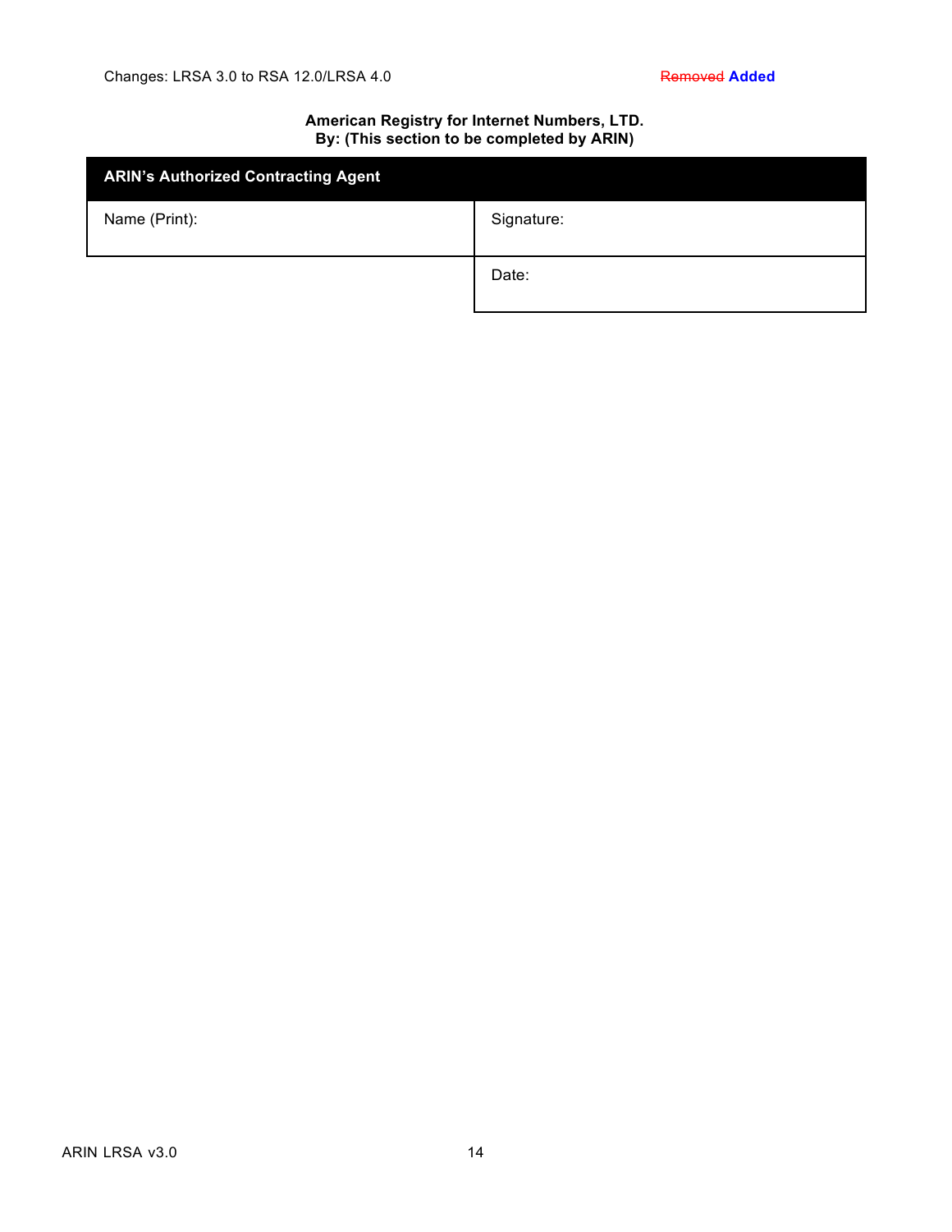**American Registry for Internet Numbers, LTD.**
**By: (This section to be completed by ARIN)**

| ARIN's Authorized Contracting Agent | |
|---|---|
| Name (Print): | Signature: |
| | Date: |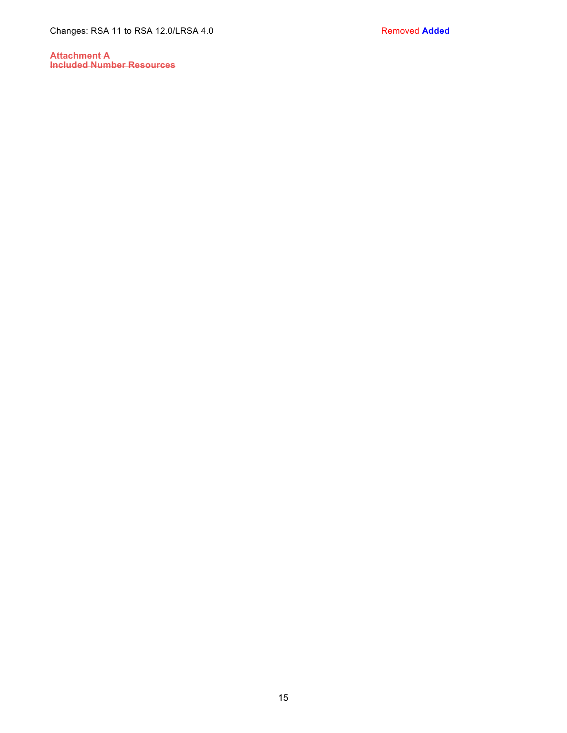~~**Attachment A**~~
~~**Included Number Resources**~~